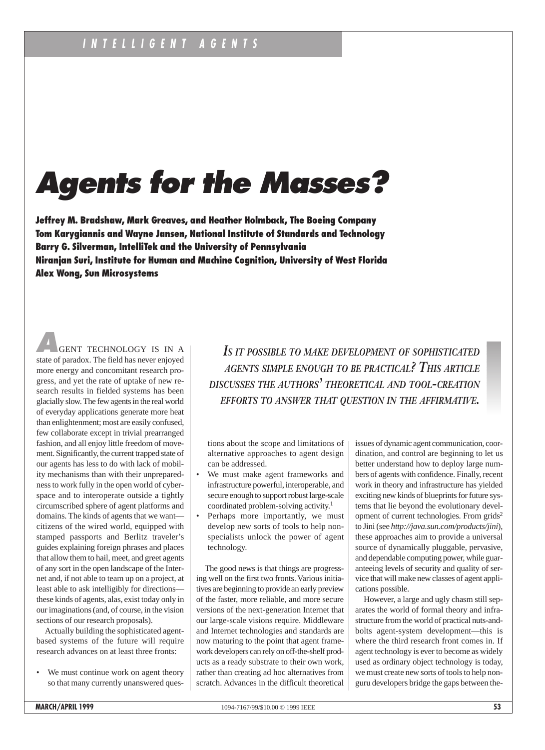# Agents for the Masses?

**Jeffrey M. Bradshaw, Mark Greaves, and Heather Holmback, The Boeing Company**
**Tom Karygiannis and Wayne Jansen, National Institute of Standards and Technology**
**Barry G. Silverman, IntelliTek and the University of Pennsylvania**
**Niranjan Suri, Institute for Human and Machine Cognition, University of West Florida**
**Alex Wong, Sun Microsystems**

*IS IT POSSIBLE TO MAKE DEVELOPMENT OF SOPHISTICATED AGENTS SIMPLE ENOUGH TO BE PRACTICAL? THIS ARTICLE DISCUSSES THE AUTHORS' THEORETICAL AND TOOL-CREATION EFFORTS TO ANSWER THAT QUESTION IN THE AFFIRMATIVE.*

AGENT TECHNOLOGY IS IN A state of paradox. The field has never enjoyed more energy and concomitant research progress, and yet the rate of uptake of new research results in fielded systems has been glacially slow. The few agents in the real world of everyday applications generate more heat than enlightenment; most are easily confused, few collaborate except in trivial prearranged fashion, and all enjoy little freedom of movement. Significantly, the current trapped state of our agents has less to do with lack of mobility mechanisms than with their unpreparedness to work fully in the open world of cyberspace and to interoperate outside a tightly circumscribed sphere of agent platforms and domains. The kinds of agents that we want—citizens of the wired world, equipped with stamped passports and Berlitz traveler's guides explaining foreign phrases and places that allow them to hail, meet, and greet agents of any sort in the open landscape of the Internet and, if not able to team up on a project, at least able to ask intelligibly for directions—these kinds of agents, alas, exist today only in our imaginations (and, of course, in the vision sections of our research proposals).

Actually building the sophisticated agent-based systems of the future will require research advances on at least three fronts:

- We must continue work on agent theory so that many currently unanswered questions about the scope and limitations of alternative approaches to agent design can be addressed.
- We must make agent frameworks and infrastructure powerful, interoperable, and secure enough to support robust large-scale coordinated problem-solving activity.[1]
- Perhaps more importantly, we must develop new sorts of tools to help non-specialists unlock the power of agent technology.

The good news is that things are progressing well on the first two fronts. Various initiatives are beginning to provide an early preview of the faster, more reliable, and more secure versions of the next-generation Internet that our large-scale visions require. Middleware and Internet technologies and standards are now maturing to the point that agent framework developers can rely on off-the-shelf products as a ready substrate to their own work, rather than creating ad hoc alternatives from scratch. Advances in the difficult theoretical issues of dynamic agent communication, coordination, and control are beginning to let us better understand how to deploy large numbers of agents with confidence. Finally, recent work in theory and infrastructure has yielded exciting new kinds of blueprints for future systems that lie beyond the evolutionary development of current technologies. From grids[2] to Jini (see *http://java.sun.com/products/jini*), these approaches aim to provide a universal source of dynamically pluggable, pervasive, and dependable computing power, while guaranteeing levels of security and quality of service that will make new classes of agent applications possible.

However, a large and ugly chasm still separates the world of formal theory and infrastructure from the world of practical nuts-and-bolts agent-system development—this is where the third research front comes in. If agent technology is ever to become as widely used as ordinary object technology is today, we must create new sorts of tools to help non-guru developers bridge the gaps between the-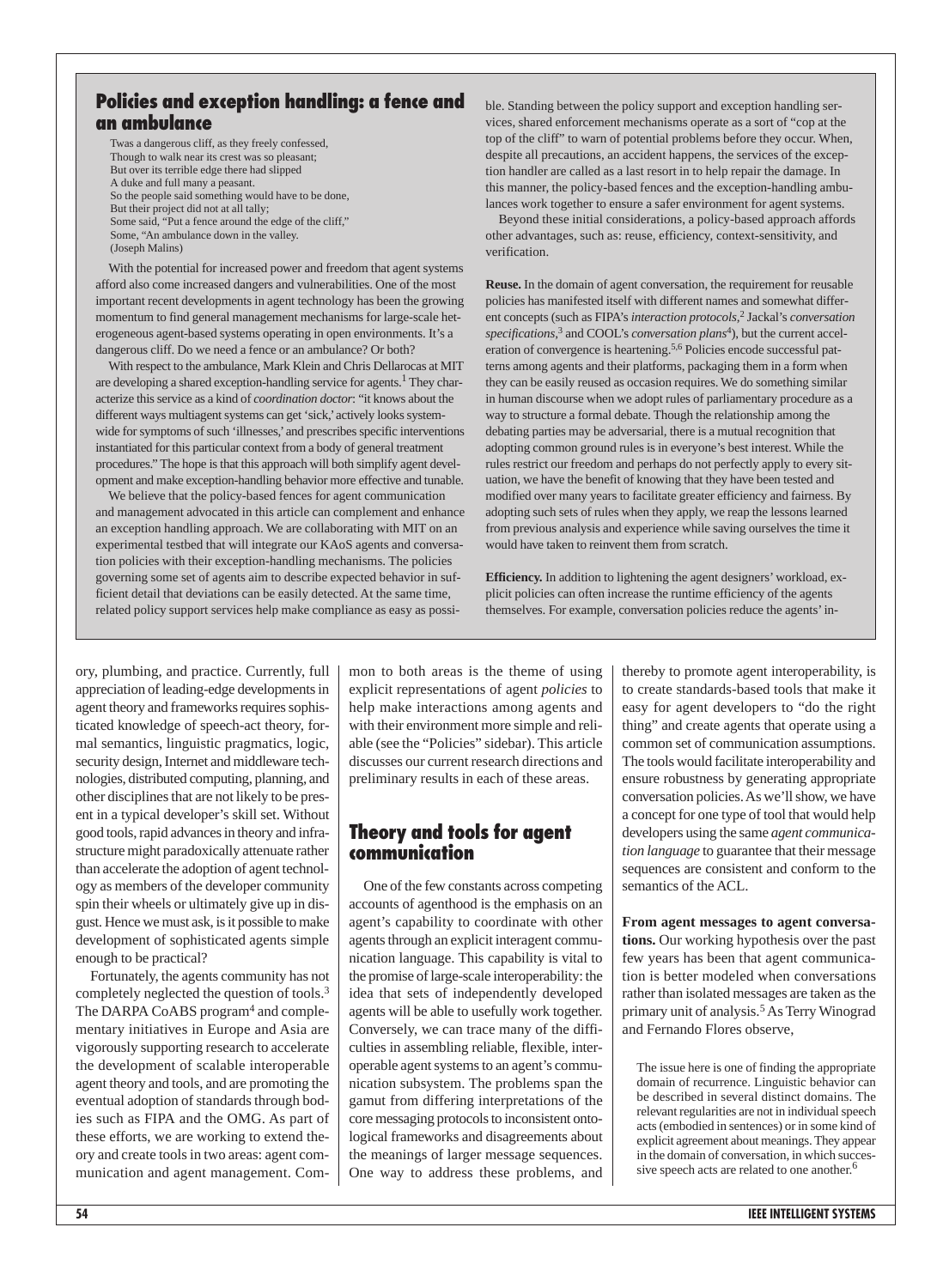## Policies and exception handling: a fence and an ambulance

> Twas a dangerous cliff, as they freely confessed,
> Though to walk near its crest was so pleasant;
> But over its terrible edge there had slipped
> A duke and full many a peasant.
> So the people said something would have to be done,
> But their project did not at all tally;
> Some said, "Put a fence around the edge of the cliff,"
> Some, "An ambulance down in the valley.
> (Joseph Malins)

With the potential for increased power and freedom that agent systems afford also come increased dangers and vulnerabilities. One of the most important recent developments in agent technology has been the growing momentum to find general management mechanisms for large-scale heterogeneous agent-based systems operating in open environments. It's a dangerous cliff. Do we need a fence or an ambulance? Or both?

With respect to the ambulance, Mark Klein and Chris Dellarocas at MIT are developing a shared exception-handling service for agents.[1] They characterize this service as a kind of *coordination doctor*: "it knows about the different ways multiagent systems can get 'sick,' actively looks system-wide for symptoms of such 'illnesses,' and prescribes specific interventions instantiated for this particular context from a body of general treatment procedures." The hope is that this approach will both simplify agent development and make exception-handling behavior more effective and tunable.

We believe that the policy-based fences for agent communication and management advocated in this article can complement and enhance an exception handling approach. We are collaborating with MIT on an experimental testbed that will integrate our KAoS agents and conversation policies with their exception-handling mechanisms. The policies governing some set of agents aim to describe expected behavior in sufficient detail that deviations can be easily detected. At the same time, related policy support services help make compliance as easy as possible. Standing between the policy support and exception handling services, shared enforcement mechanisms operate as a sort of "cop at the top of the cliff" to warn of potential problems before they occur. When, despite all precautions, an accident happens, the services of the exception handler are called as a last resort in to help repair the damage. In this manner, the policy-based fences and the exception-handling ambulances work together to ensure a safer environment for agent systems.

Beyond these initial considerations, a policy-based approach affords other advantages, such as: reuse, efficiency, context-sensitivity, and verification.

**Reuse.** In the domain of agent conversation, the requirement for reusable policies has manifested itself with different names and somewhat different concepts (such as FIPA's *interaction protocols*,[2] Jackal's *conversation specifications*,[3] and COOL's *conversation plans*[4]), but the current acceleration of convergence is heartening.[5,6] Policies encode successful patterns among agents and their platforms, packaging them in a form when they can be easily reused as occasion requires. We do something similar in human discourse when we adopt rules of parliamentary procedure as a way to structure a formal debate. Though the relationship among the debating parties may be adversarial, there is a mutual recognition that adopting common ground rules is in everyone's best interest. While the rules restrict our freedom and perhaps do not perfectly apply to every situation, we have the benefit of knowing that they have been tested and modified over many years to facilitate greater efficiency and fairness. By adopting such sets of rules when they apply, we reap the lessons learned from previous analysis and experience while saving ourselves the time it would have taken to reinvent them from scratch.

**Efficiency.** In addition to lightening the agent designers' workload, explicit policies can often increase the runtime efficiency of the agents themselves. For example, conversation policies reduce the agents' in-

ory, plumbing, and practice. Currently, full appreciation of leading-edge developments in agent theory and frameworks requires sophisticated knowledge of speech-act theory, formal semantics, linguistic pragmatics, logic, security design, Internet and middleware technologies, distributed computing, planning, and other disciplines that are not likely to be present in a typical developer's skill set. Without good tools, rapid advances in theory and infrastructure might paradoxically attenuate rather than accelerate the adoption of agent technology as members of the developer community spin their wheels or ultimately give up in disgust. Hence we must ask, is it possible to make development of sophisticated agents simple enough to be practical?

Fortunately, the agents community has not completely neglected the question of tools.[3] The DARPA CoABS program[4] and complementary initiatives in Europe and Asia are vigorously supporting research to accelerate the development of scalable interoperable agent theory and tools, and are promoting the eventual adoption of standards through bodies such as FIPA and the OMG. As part of these efforts, we are working to extend theory and create tools in two areas: agent communication and agent management. Common to both areas is the theme of using explicit representations of agent *policies* to help make interactions among agents and with their environment more simple and reliable (see the "Policies" sidebar). This article discusses our current research directions and preliminary results in each of these areas.

## Theory and tools for agent communication

One of the few constants across competing accounts of agenthood is the emphasis on an agent's capability to coordinate with other agents through an explicit interagent communication language. This capability is vital to the promise of large-scale interoperability: the idea that sets of independently developed agents will be able to usefully work together. Conversely, we can trace many of the difficulties in assembling reliable, flexible, interoperable agent systems to an agent's communication subsystem. The problems span the gamut from differing interpretations of the core messaging protocols to inconsistent ontological frameworks and disagreements about the meanings of larger message sequences. One way to address these problems, and thereby to promote agent interoperability, is to create standards-based tools that make it easy for agent developers to "do the right thing" and create agents that operate using a common set of communication assumptions. The tools would facilitate interoperability and ensure robustness by generating appropriate conversation policies. As we'll show, we have a concept for one type of tool that would help developers using the same *agent communication language* to guarantee that their message sequences are consistent and conform to the semantics of the ACL.

**From agent messages to agent conversations.** Our working hypothesis over the past few years has been that agent communication is better modeled when conversations rather than isolated messages are taken as the primary unit of analysis.[5] As Terry Winograd and Fernando Flores observe,

> The issue here is one of finding the appropriate domain of recurrence. Linguistic behavior can be described in several distinct domains. The relevant regularities are not in individual speech acts (embodied in sentences) or in some kind of explicit agreement about meanings. They appear in the domain of conversation, in which successive speech acts are related to one another.[6]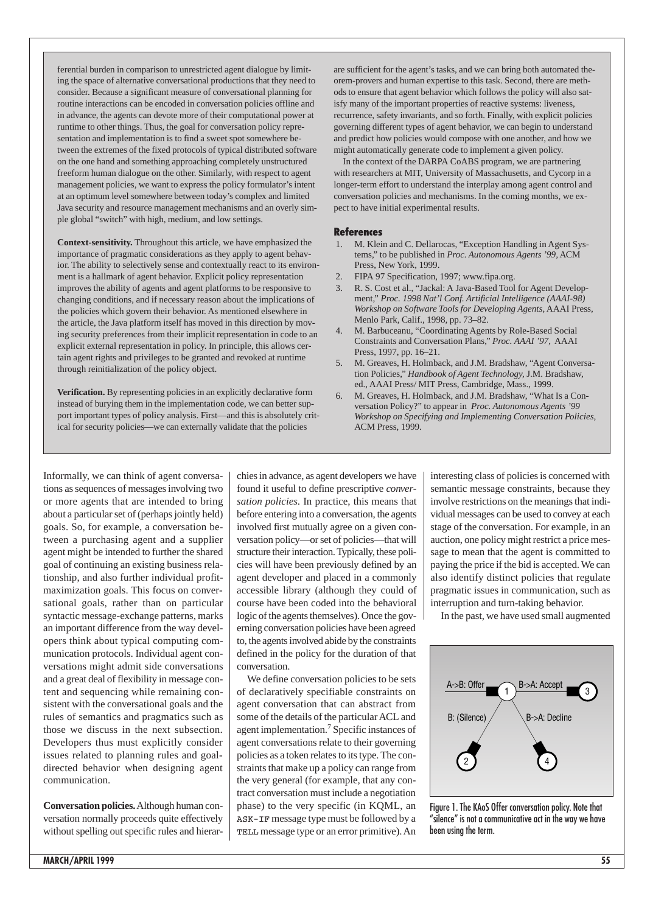ferential burden in comparison to unrestricted agent dialogue by limiting the space of alternative conversational productions that they need to consider. Because a significant measure of conversational planning for routine interactions can be encoded in conversation policies offline and in advance, the agents can devote more of their computational power at runtime to other things. Thus, the goal for conversation policy representation and implementation is to find a sweet spot somewhere between the extremes of the fixed protocols of typical distributed software on the one hand and something approaching completely unstructured freeform human dialogue on the other. Similarly, with respect to agent management policies, we want to express the policy formulator's intent at an optimum level somewhere between today's complex and limited Java security and resource management mechanisms and an overly simple global "switch" with high, medium, and low settings.

**Context-sensitivity.** Throughout this article, we have emphasized the importance of pragmatic considerations as they apply to agent behavior. The ability to selectively sense and contextually react to its environment is a hallmark of agent behavior. Explicit policy representation improves the ability of agents and agent platforms to be responsive to changing conditions, and if necessary reason about the implications of the policies which govern their behavior. As mentioned elsewhere in the article, the Java platform itself has moved in this direction by moving security preferences from their implicit representation in code to an explicit external representation in policy. In principle, this allows certain agent rights and privileges to be granted and revoked at runtime through reinitialization of the policy object.

**Verification.** By representing policies in an explicitly declarative form instead of burying them in the implementation code, we can better support important types of policy analysis. First—and this is absolutely critical for security policies—we can externally validate that the policies are sufficient for the agent's tasks, and we can bring both automated theorem-provers and human expertise to this task. Second, there are methods to ensure that agent behavior which follows the policy will also satisfy many of the important properties of reactive systems: liveness, recurrence, safety invariants, and so forth. Finally, with explicit policies governing different types of agent behavior, we can begin to understand and predict how policies would compose with one another, and how we might automatically generate code to implement a given policy.

In the context of the DARPA CoABS program, we are partnering with researchers at MIT, University of Massachusetts, and Cycorp in a longer-term effort to understand the interplay among agent control and conversation policies and mechanisms. In the coming months, we expect to have initial experimental results.

**References**

1. M. Klein and C. Dellarocas, "Exception Handling in Agent Systems," to be published in *Proc. Autonomous Agents '99*, ACM Press, New York, 1999.
2. FIPA 97 Specification, 1997; www.fipa.org.
3. R. S. Cost et al., "Jackal: A Java-Based Tool for Agent Development," *Proc. 1998 Nat'l Conf. Artificial Intelligence (AAAI-98) Workshop on Software Tools for Developing Agents*, AAAI Press, Menlo Park, Calif., 1998, pp. 73–82.
4. M. Barbuceanu, "Coordinating Agents by Role-Based Social Constraints and Conversation Plans," *Proc. AAAI '97*, AAAI Press, 1997, pp. 16–21.
5. M. Greaves, H. Holmback, and J.M. Bradshaw, "Agent Conversation Policies," *Handbook of Agent Technology*, J.M. Bradshaw, ed., AAAI Press/ MIT Press, Cambridge, Mass., 1999.
6. M. Greaves, H. Holmback, and J.M. Bradshaw, "What Is a Conversation Policy?" to appear in *Proc. Autonomous Agents '99 Workshop on Specifying and Implementing Conversation Policies*, ACM Press, 1999.

Informally, we can think of agent conversations as sequences of messages involving two or more agents that are intended to bring about a particular set of (perhaps jointly held) goals. So, for example, a conversation between a purchasing agent and a supplier agent might be intended to further the shared goal of continuing an existing business relationship, and also further individual profit-maximization goals. This focus on conversational goals, rather than on particular syntactic message-exchange patterns, marks an important difference from the way developers think about typical computing communication protocols. Individual agent conversations might admit side conversations and a great deal of flexibility in message content and sequencing while remaining consistent with the conversational goals and the rules of semantics and pragmatics such as those we discuss in the next subsection. Developers thus must explicitly consider issues related to planning rules and goal-directed behavior when designing agent communication.

**Conversation policies.** Although human conversation normally proceeds quite effectively without spelling out specific rules and hierarchies in advance, as agent developers we have found it useful to define prescriptive *conversation policies*. In practice, this means that before entering into a conversation, the agents involved first mutually agree on a given conversation policy—or set of policies—that will structure their interaction. Typically, these policies will have been previously defined by an agent developer and placed in a commonly accessible library (although they could of course have been coded into the behavioral logic of the agents themselves). Once the governing conversation policies have been agreed to, the agents involved abide by the constraints defined in the policy for the duration of that conversation.

We define conversation policies to be sets of declaratively specifiable constraints on agent conversation that can abstract from some of the details of the particular ACL and agent implementation.[7] Specific instances of agent conversations relate to their governing policies as a token relates to its type. The constraints that make up a policy can range from the very general (for example, that any contract conversation must include a negotiation phase) to the very specific (in KQML, an `ASK-IF` message type must be followed by a `TELL` message type or an error primitive). An interesting class of policies is concerned with semantic message constraints, because they involve restrictions on the meanings that individual messages can be used to convey at each stage of the conversation. For example, in an auction, one policy might restrict a price message to mean that the agent is committed to paying the price if the bid is accepted. We can also identify distinct policies that regulate pragmatic issues in communication, such as interruption and turn-taking behavior.

In the past, we have used small augmented

A->B: Offer — 1 — B->A: Accept — 3; B: (Silence) — 2; B->A: Decline — 4

Figure 1. The KAoS Offer conversation policy. Note that "silence" is not a communicative act in the way we have been using the term.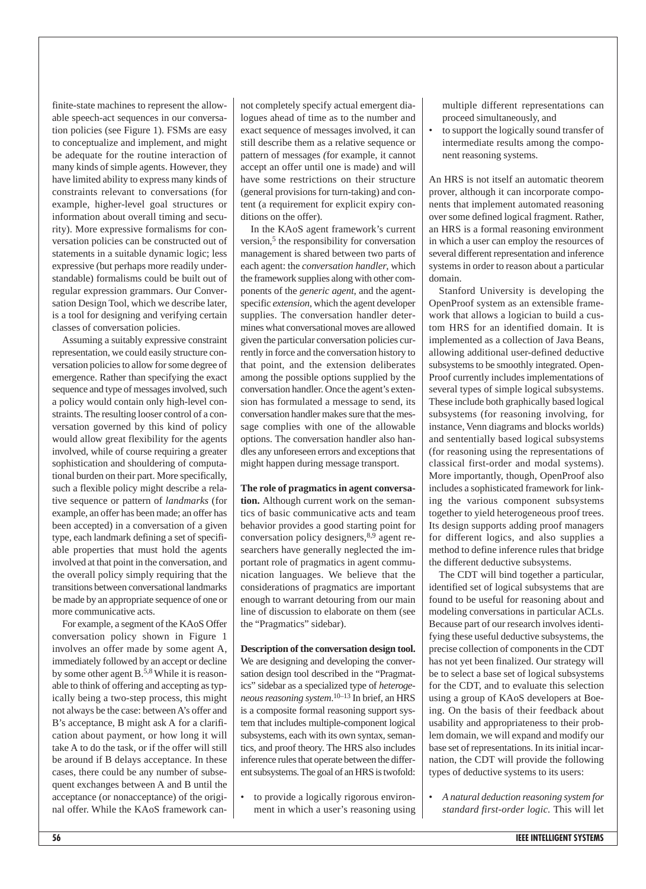finite-state machines to represent the allowable speech-act sequences in our conversation policies (see Figure 1). FSMs are easy to conceptualize and implement, and might be adequate for the routine interaction of many kinds of simple agents. However, they have limited ability to express many kinds of constraints relevant to conversations (for example, higher-level goal structures or information about overall timing and security). More expressive formalisms for conversation policies can be constructed out of statements in a suitable dynamic logic; less expressive (but perhaps more readily understandable) formalisms could be built out of regular expression grammars. Our Conversation Design Tool, which we describe later, is a tool for designing and verifying certain classes of conversation policies.

Assuming a suitably expressive constraint representation, we could easily structure conversation policies to allow for some degree of emergence. Rather than specifying the exact sequence and type of messages involved, such a policy would contain only high-level constraints. The resulting looser control of a conversation governed by this kind of policy would allow great flexibility for the agents involved, while of course requiring a greater sophistication and shouldering of computational burden on their part. More specifically, such a flexible policy might describe a relative sequence or pattern of *landmarks* (for example, an offer has been made; an offer has been accepted) in a conversation of a given type, each landmark defining a set of specifiable properties that must hold the agents involved at that point in the conversation, and the overall policy simply requiring that the transitions between conversational landmarks be made by an appropriate sequence of one or more communicative acts.

For example, a segment of the KAoS Offer conversation policy shown in Figure 1 involves an offer made by some agent A, immediately followed by an accept or decline by some other agent B.[5,8] While it is reasonable to think of offering and accepting as typically being a two-step process, this might not always be the case: between A's offer and B's acceptance, B might ask A for a clarification about payment, or how long it will take A to do the task, or if the offer will still be around if B delays acceptance. In these cases, there could be any number of subsequent exchanges between A and B until the acceptance (or nonacceptance) of the original offer. While the KAoS framework cannot completely specify actual emergent dialogues ahead of time as to the number and exact sequence of messages involved, it can still describe them as a relative sequence or pattern of messages (for example, it cannot accept an offer until one is made) and will have some restrictions on their structure (general provisions for turn-taking) and content (a requirement for explicit expiry conditions on the offer).

In the KAoS agent framework's current version,[5] the responsibility for conversation management is shared between two parts of each agent: the *conversation handler*, which the framework supplies along with other components of the *generic agent*, and the agent-specific *extension*, which the agent developer supplies. The conversation handler determines what conversational moves are allowed given the particular conversation policies currently in force and the conversation history to that point, and the extension deliberates among the possible options supplied by the conversation handler. Once the agent's extension has formulated a message to send, its conversation handler makes sure that the message complies with one of the allowable options. The conversation handler also handles any unforeseen errors and exceptions that might happen during message transport.

**The role of pragmatics in agent conversation.** Although current work on the semantics of basic communicative acts and team behavior provides a good starting point for conversation policy designers,[8,9] agent researchers have generally neglected the important role of pragmatics in agent communication languages. We believe that the considerations of pragmatics are important enough to warrant detouring from our main line of discussion to elaborate on them (see the "Pragmatics" sidebar).

**Description of the conversation design tool.** We are designing and developing the conversation design tool described in the "Pragmatics" sidebar as a specialized type of *heterogeneous reasoning system*.[10–13] In brief, an HRS is a composite formal reasoning support system that includes multiple-component logical subsystems, each with its own syntax, semantics, and proof theory. The HRS also includes inference rules that operate between the different subsystems. The goal of an HRS is twofold:

- to provide a logically rigorous environment in which a user's reasoning using multiple different representations can proceed simultaneously, and
- to support the logically sound transfer of intermediate results among the component reasoning systems.

An HRS is not itself an automatic theorem prover, although it can incorporate components that implement automated reasoning over some defined logical fragment. Rather, an HRS is a formal reasoning environment in which a user can employ the resources of several different representation and inference systems in order to reason about a particular domain.

Stanford University is developing the OpenProof system as an extensible framework that allows a logician to build a custom HRS for an identified domain. It is implemented as a collection of Java Beans, allowing additional user-defined deductive subsystems to be smoothly integrated. OpenProof currently includes implementations of several types of simple logical subsystems. These include both graphically based logical subsystems (for reasoning involving, for instance, Venn diagrams and blocks worlds) and sententially based logical subsystems (for reasoning using the representations of classical first-order and modal systems). More importantly, though, OpenProof also includes a sophisticated framework for linking the various component subsystems together to yield heterogeneous proof trees. Its design supports adding proof managers for different logics, and also supplies a method to define inference rules that bridge the different deductive subsystems.

The CDT will bind together a particular, identified set of logical subsystems that are found to be useful for reasoning about and modeling conversations in particular ACLs. Because part of our research involves identifying these useful deductive subsystems, the precise collection of components in the CDT has not yet been finalized. Our strategy will be to select a base set of logical subsystems for the CDT, and to evaluate this selection using a group of KAoS developers at Boeing. On the basis of their feedback about usability and appropriateness to their problem domain, we will expand and modify our base set of representations. In its initial incarnation, the CDT will provide the following types of deductive systems to its users:

- *A natural deduction reasoning system for standard first-order logic.* This will let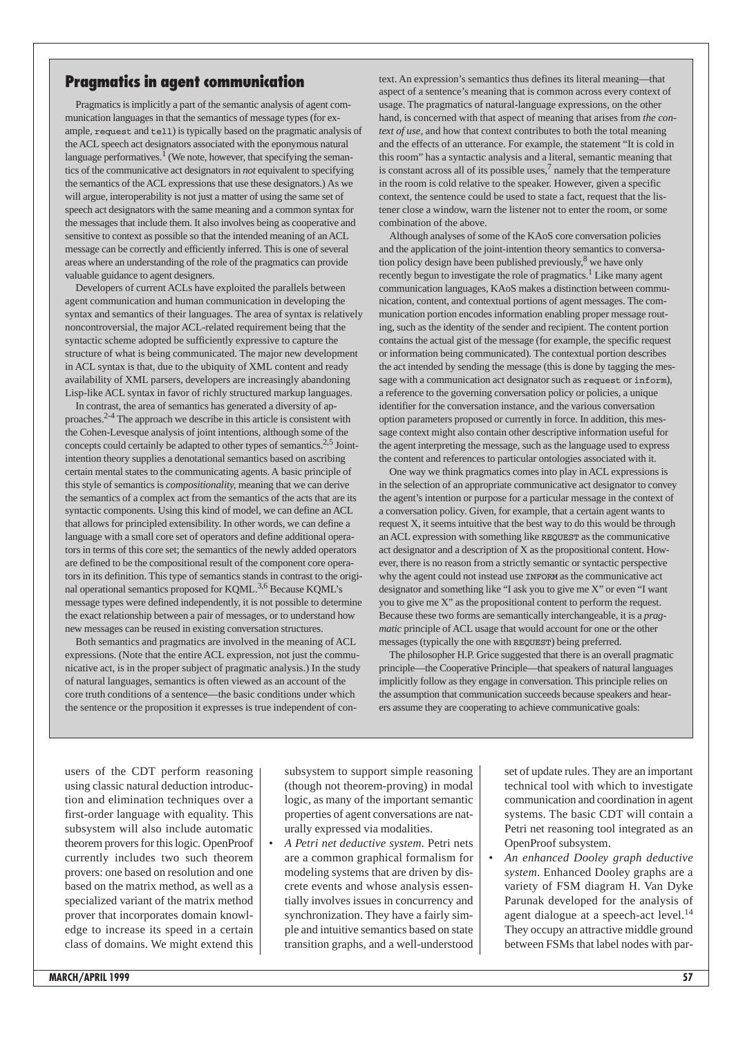## Pragmatics in agent communication

Pragmatics is implicitly a part of the semantic analysis of agent communication languages in that the semantics of message types (for example, `request` and `tell`) is typically based on the pragmatic analysis of the ACL speech act designators associated with the eponymous natural language performatives.[1] (We note, however, that specifying the semantics of the communicative act designators in *not* equivalent to specifying the semantics of the ACL expressions that use these designators.) As we will argue, interoperability is not just a matter of using the same set of speech act designators with the same meaning and a common syntax for the messages that include them. It also involves being as cooperative and sensitive to context as possible so that the intended meaning of an ACL message can be correctly and efficiently inferred. This is one of several areas where an understanding of the role of the pragmatics can provide valuable guidance to agent designers.

Developers of current ACLs have exploited the parallels between agent communication and human communication in developing the syntax and semantics of their languages. The area of syntax is relatively noncontroversial, the major ACL-related requirement being that the syntactic scheme adopted be sufficiently expressive to capture the structure of what is being communicated. The major new development in ACL syntax is that, due to the ubiquity of XML content and ready availability of XML parsers, developers are increasingly abandoning Lisp-like ACL syntax in favor of richly structured markup languages.

In contrast, the area of semantics has generated a diversity of approaches.[2-4] The approach we describe in this article is consistent with the Cohen-Levesque analysis of joint intentions, although some of the concepts could certainly be adapted to other types of semantics.[2,5] Joint-intention theory supplies a denotational semantics based on ascribing certain mental states to the communicating agents. A basic principle of this style of semantics is *compositionality*, meaning that we can derive the semantics of a complex act from the semantics of the acts that are its syntactic components. Using this kind of model, we can define an ACL that allows for principled extensibility. In other words, we can define a language with a small core set of operators and define additional operators in terms of this core set; the semantics of the newly added operators are defined to be the compositional result of the component core operators in its definition. This type of semantics stands in contrast to the original operational semantics proposed for KQML.[3,6] Because KQML's message types were defined independently, it is not possible to determine the exact relationship between a pair of messages, or to understand how new messages can be reused in existing conversation structures.

Both semantics and pragmatics are involved in the meaning of ACL expressions. (Note that the entire ACL expression, not just the communicative act, is in the proper subject of pragmatic analysis.) In the study of natural languages, semantics is often viewed as an account of the core truth conditions of a sentence—the basic conditions under which the sentence or the proposition it expresses is true independent of context. An expression's semantics thus defines its literal meaning—that aspect of a sentence's meaning that is common across every context of usage. The pragmatics of natural-language expressions, on the other hand, is concerned with that aspect of meaning that arises from *the context of use*, and how that context contributes to both the total meaning and the effects of an utterance. For example, the statement "It is cold in this room" has a syntactic analysis and a literal, semantic meaning that is constant across all of its possible uses,[7] namely that the temperature in the room is cold relative to the speaker. However, given a specific context, the sentence could be used to state a fact, request that the listener close a window, warn the listener not to enter the room, or some combination of the above.

Although analyses of some of the KAoS core conversation policies and the application of the joint-intention theory semantics to conversation policy design have been published previously,[8] we have only recently begun to investigate the role of pragmatics.[1] Like many agent communication languages, KAoS makes a distinction between communication, content, and contextual portions of agent messages. The communication portion encodes information enabling proper message routing, such as the identity of the sender and recipient. The content portion contains the actual gist of the message (for example, the specific request or information being communicated). The contextual portion describes the act intended by sending the message (this is done by tagging the message with a communication act designator such as `request` or `inform`), a reference to the governing conversation policy or policies, a unique identifier for the conversation instance, and the various conversation option parameters proposed or currently in force. In addition, this message context might also contain other descriptive information useful for the agent interpreting the message, such as the language used to express the content and references to particular ontologies associated with it.

One way we think pragmatics comes into play in ACL expressions is in the selection of an appropriate communicative act designator to convey the agent's intention or purpose for a particular message in the context of a conversation policy. Given, for example, that a certain agent wants to request X, it seems intuitive that the best way to do this would be through an ACL expression with something like `REQUEST` as the communicative act designator and a description of X as the propositional content. However, there is no reason from a strictly semantic or syntactic perspective why the agent could not instead use `INFORM` as the communicative act designator and something like "I ask you to give me X" or even "I want you to give me X" as the propositional content to perform the request. Because these two forms are semantically interchangeable, it is a *pragmatic* principle of ACL usage that would account for one or the other messages (typically the one with `REQUEST`) being preferred.

The philosopher H.P. Grice suggested that there is an overall pragmatic principle—the Cooperative Principle—that speakers of natural languages implicitly follow as they engage in conversation. This principle relies on the assumption that communication succeeds because speakers and hearers assume they are cooperating to achieve communicative goals:

users of the CDT perform reasoning using classic natural deduction introduction and elimination techniques over a first-order language with equality. This subsystem will also include automatic theorem provers for this logic. OpenProof currently includes two such theorem provers: one based on resolution and one based on the matrix method, as well as a specialized variant of the matrix method prover that incorporates domain knowledge to increase its speed in a certain class of domains. We might extend this subsystem to support simple reasoning (though not theorem-proving) in modal logic, as many of the important semantic properties of agent conversations are naturally expressed via modalities.

- *A Petri net deductive system*. Petri nets are a common graphical formalism for modeling systems that are driven by discrete events and whose analysis essentially involves issues in concurrency and synchronization. They have a fairly simple and intuitive semantics based on state transition graphs, and a well-understood set of update rules. They are an important technical tool with which to investigate communication and coordination in agent systems. The basic CDT will contain a Petri net reasoning tool integrated as an OpenProof subsystem.
- *An enhanced Dooley graph deductive system*. Enhanced Dooley graphs are a variety of FSM diagram H. Van Dyke Parunak developed for the analysis of agent dialogue at a speech-act level.[14] They occupy an attractive middle ground between FSMs that label nodes with par-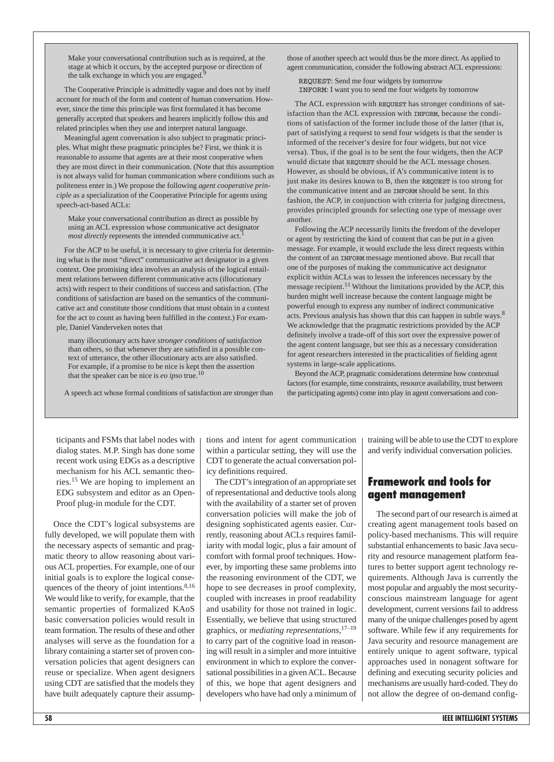> Make your conversational contribution such as is required, at the stage at which it occurs, by the accepted purpose or direction of the talk exchange in which you are engaged.[9]

The Cooperative Principle is admittedly vague and does not by itself account for much of the form and content of human conversation. However, since the time this principle was first formulated it has become generally accepted that speakers and hearers implicitly follow this and related principles when they use and interpret natural language.

Meaningful agent conversation is also subject to pragmatic principles. What might these pragmatic principles be? First, we think it is reasonable to assume that agents are at their most cooperative when they are most direct in their communication. (Note that this assumption is not always valid for human communication where conditions such as politeness enter in.) We propose the following *agent cooperative principle* as a specialization of the Cooperative Principle for agents using speech-act-based ACLs:

> Make your conversational contribution as direct as possible by using an ACL expression whose communicative act designator *most directly* represents the intended communicative act.[1]

For the ACP to be useful, it is necessary to give criteria for determining what is the most "direct" communicative act designator in a given context. One promising idea involves an analysis of the logical entailment relations between different communicative acts (illocutionary acts) with respect to their conditions of success and satisfaction. (The conditions of satisfaction are based on the semantics of the communicative act and constitute those conditions that must obtain in a context for the act to count as having been fulfilled in the context.) For example, Daniel Vanderveken notes that

> many illocutionary acts have *stronger conditions of satisfaction* than others, so that whenever they are satisfied in a possible context of utterance, the other illocutionary acts are also satisfied. For example, if a promise to be nice is kept then the assertion that the speaker can be nice is *eo ipso* true.[10]

A speech act whose formal conditions of satisfaction are stronger than those of another speech act would thus be the more direct. As applied to agent communication, consider the following abstract ACL expressions:

> REQUEST: Send me four widgets by tomorrow
> INFORM: I want you to send me four widgets by tomorrow

The ACL expression with REQUEST has stronger conditions of satisfaction than the ACL expression with INFORM, because the conditions of satisfaction of the former include those of the latter (that is, part of satisfying a request to send four widgets is that the sender is informed of the receiver's desire for four widgets, but not vice versa). Thus, if the goal is to be sent the four widgets, then the ACP would dictate that REQUEST should be the ACL message chosen. However, as should be obvious, if A's communicative intent is to just make its desires known to B, then the REQUEST is too strong for the communicative intent and an INFORM should be sent. In this fashion, the ACP, in conjunction with criteria for judging directness, provides principled grounds for selecting one type of message over another.

Following the ACP necessarily limits the freedom of the developer or agent by restricting the kind of content that can be put in a given message. For example, it would exclude the less direct requests within the content of an INFORM message mentioned above. But recall that one of the purposes of making the communicative act designator explicit within ACLs was to lessen the inferences necessary by the message recipient.[11] Without the limitations provided by the ACP, this burden might well increase because the content language might be powerful enough to express any number of indirect communicative acts. Previous analysis has shown that this can happen in subtle ways.[8] We acknowledge that the pragmatic restrictions provided by the ACP definitely involve a trade-off of this sort over the expressive power of the agent content language, but see this as a necessary consideration for agent researchers interested in the practicalities of fielding agent systems in large-scale applications.

Beyond the ACP, pragmatic considerations determine how contextual factors (for example, time constraints, resource availability, trust between the participating agents) come into play in agent conversations and con-

ticipants and FSMs that label nodes with dialog states. M.P. Singh has done some recent work using EDGs as a descriptive mechanism for his ACL semantic theories.[15] We are hoping to implement an EDG subsystem and editor as an Open-Proof plug-in module for the CDT.

Once the CDT's logical subsystems are fully developed, we will populate them with the necessary aspects of semantic and pragmatic theory to allow reasoning about various ACL properties. For example, one of our initial goals is to explore the logical consequences of the theory of joint intentions.[8,16] We would like to verify, for example, that the semantic properties of formalized KAoS basic conversation policies would result in team formation. The results of these and other analyses will serve as the foundation for a library containing a starter set of proven conversation policies that agent designers can reuse or specialize. When agent designers using CDT are satisfied that the models they have built adequately capture their assumptions and intent for agent communication within a particular setting, they will use the CDT to generate the actual conversation policy definitions required.

The CDT's integration of an appropriate set of representational and deductive tools along with the availability of a starter set of proven conversation policies will make the job of designing sophisticated agents easier. Currently, reasoning about ACLs requires familiarity with modal logic, plus a fair amount of comfort with formal proof techniques. However, by importing these same problems into the reasoning environment of the CDT, we hope to see decreases in proof complexity, coupled with increases in proof readability and usability for those not trained in logic. Essentially, we believe that using structured graphics, or *mediating representations*,[17–19] to carry part of the cognitive load in reasoning will result in a simpler and more intuitive environment in which to explore the conversational possibilities in a given ACL. Because of this, we hope that agent designers and developers who have had only a minimum of training will be able to use the CDT to explore and verify individual conversation policies.

## Framework and tools for agent management

The second part of our research is aimed at creating agent management tools based on policy-based mechanisms. This will require substantial enhancements to basic Java security and resource management platform features to better support agent technology requirements. Although Java is currently the most popular and arguably the most security-conscious mainstream language for agent development, current versions fail to address many of the unique challenges posed by agent software. While few if any requirements for Java security and resource management are entirely unique to agent software, typical approaches used in nonagent software for defining and executing security policies and mechanisms are usually hard-coded. They do not allow the degree of on-demand config-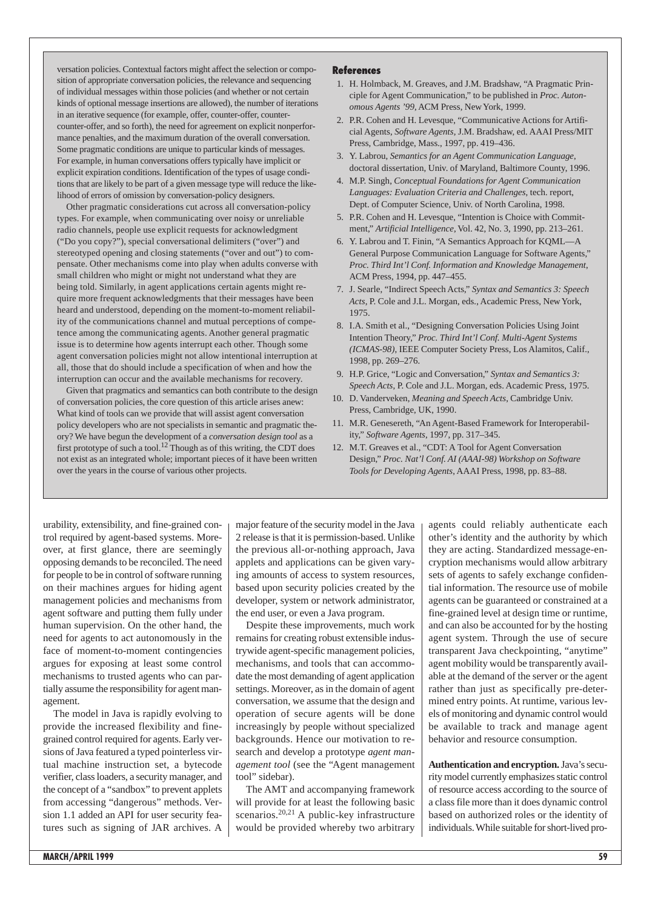versation policies. Contextual factors might affect the selection or composition of appropriate conversation policies, the relevance and sequencing of individual messages within those policies (and whether or not certain kinds of optional message insertions are allowed), the number of iterations in an iterative sequence (for example, offer, counter-offer, counter-counter-offer, and so forth), the need for agreement on explicit nonperformance penalties, and the maximum duration of the overall conversation. Some pragmatic conditions are unique to particular kinds of messages. For example, in human conversations offers typically have implicit or explicit expiration conditions. Identification of the types of usage conditions that are likely to be part of a given message type will reduce the likelihood of errors of omission by conversation-policy designers.

Other pragmatic considerations cut across all conversation-policy types. For example, when communicating over noisy or unreliable radio channels, people use explicit requests for acknowledgment ("Do you copy?"), special conversational delimiters ("over") and stereotyped opening and closing statements ("over and out") to compensate. Other mechanisms come into play when adults converse with small children who might or might not understand what they are being told. Similarly, in agent applications certain agents might require more frequent acknowledgments that their messages have been heard and understood, depending on the moment-to-moment reliability of the communications channel and mutual perceptions of competence among the communicating agents. Another general pragmatic issue is to determine how agents interrupt each other. Though some agent conversation policies might not allow intentional interruption at all, those that do should include a specification of when and how the interruption can occur and the available mechanisms for recovery.

Given that pragmatics and semantics can both contribute to the design of conversation policies, the core question of this article arises anew: What kind of tools can we provide that will assist agent conversation policy developers who are not specialists in semantic and pragmatic theory? We have begun the development of a *conversation design tool* as a first prototype of such a tool.[12] Though as of this writing, the CDT does not exist as an integrated whole; important pieces of it have been written over the years in the course of various other projects.

### References

1. H. Holmback, M. Greaves, and J.M. Bradshaw, "A Pragmatic Principle for Agent Communication," to be published in *Proc. Autonomous Agents '99*, ACM Press, New York, 1999.
2. P.R. Cohen and H. Levesque, "Communicative Actions for Artificial Agents, *Software Agents*, J.M. Bradshaw, ed. AAAI Press/MIT Press, Cambridge, Mass., 1997, pp. 419–436.
3. Y. Labrou, *Semantics for an Agent Communication Language*, doctoral dissertation, Univ. of Maryland, Baltimore County, 1996.
4. M.P. Singh, *Conceptual Foundations for Agent Communication Languages: Evaluation Criteria and Challenges*, tech. report, Dept. of Computer Science, Univ. of North Carolina, 1998.
5. P.R. Cohen and H. Levesque, "Intention is Choice with Commitment," *Artificial Intelligence*, Vol. 42, No. 3, 1990, pp. 213–261.
6. Y. Labrou and T. Finin, "A Semantics Approach for KQML—A General Purpose Communication Language for Software Agents," *Proc. Third Int'l Conf. Information and Knowledge Management*, ACM Press, 1994, pp. 447–455.
7. J. Searle, "Indirect Speech Acts," *Syntax and Semantics 3: Speech Acts*, P. Cole and J.L. Morgan, eds., Academic Press, New York, 1975.
8. I.A. Smith et al., "Designing Conversation Policies Using Joint Intention Theory," *Proc. Third Int'l Conf. Multi-Agent Systems (ICMAS-98)*, IEEE Computer Society Press, Los Alamitos, Calif., 1998, pp. 269–276.
9. H.P. Grice, "Logic and Conversation," *Syntax and Semantics 3: Speech Acts*, P. Cole and J.L. Morgan, eds. Academic Press, 1975.
10. D. Vanderveken, *Meaning and Speech Acts*, Cambridge Univ. Press, Cambridge, UK, 1990.
11. M.R. Genesereth, "An Agent-Based Framework for Interoperability," *Software Agents*, 1997, pp. 317–345.
12. M.T. Greaves et al., "CDT: A Tool for Agent Conversation Design," *Proc. Nat'l Conf. AI (AAAI-98) Workshop on Software Tools for Developing Agents*, AAAI Press, 1998, pp. 83–88.

---

urability, extensibility, and fine-grained control required by agent-based systems. Moreover, at first glance, there are seemingly opposing demands to be reconciled. The need for people to be in control of software running on their machines argues for hiding agent management policies and mechanisms from agent software and putting them fully under human supervision. On the other hand, the need for agents to act autonomously in the face of moment-to-moment contingencies argues for exposing at least some control mechanisms to trusted agents who can partially assume the responsibility for agent management.

The model in Java is rapidly evolving to provide the increased flexibility and fine-grained control required for agents. Early versions of Java featured a typed pointerless virtual machine instruction set, a bytecode verifier, class loaders, a security manager, and the concept of a "sandbox" to prevent applets from accessing "dangerous" methods. Version 1.1 added an API for user security features such as signing of JAR archives. A major feature of the security model in the Java 2 release is that it is permission-based. Unlike the previous all-or-nothing approach, Java applets and applications can be given varying amounts of access to system resources, based upon security policies created by the developer, system or network administrator, the end user, or even a Java program.

Despite these improvements, much work remains for creating robust extensible industrywide agent-specific management policies, mechanisms, and tools that can accommodate the most demanding of agent application settings. Moreover, as in the domain of agent conversation, we assume that the design and operation of secure agents will be done increasingly by people without specialized backgrounds. Hence our motivation to research and develop a prototype *agent management tool* (see the "Agent management tool" sidebar).

The AMT and accompanying framework will provide for at least the following basic scenarios.[20,21] A public-key infrastructure would be provided whereby two arbitrary agents could reliably authenticate each other's identity and the authority by which they are acting. Standardized message-encryption mechanisms would allow arbitrary sets of agents to safely exchange confidential information. The resource use of mobile agents can be guaranteed or constrained at a fine-grained level at design time or runtime, and can also be accounted for by the hosting agent system. Through the use of secure transparent Java checkpointing, "anytime" agent mobility would be transparently available at the demand of the server or the agent rather than just as specifically pre-determined entry points. At runtime, various levels of monitoring and dynamic control would be available to track and manage agent behavior and resource consumption.

**Authentication and encryption.** Java's security model currently emphasizes static control of resource access according to the source of a class file more than it does dynamic control based on authorized roles or the identity of individuals. While suitable for short-lived pro-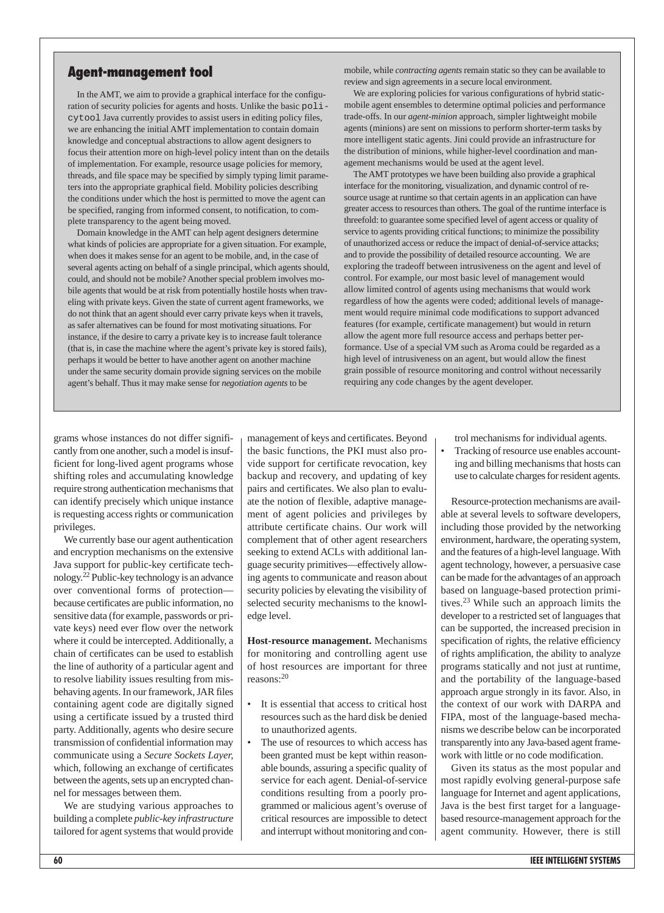## Agent-management tool

In the AMT, we aim to provide a graphical interface for the configuration of security policies for agents and hosts. Unlike the basic `policytool` Java currently provides to assist users in editing policy files, we are enhancing the initial AMT implementation to contain domain knowledge and conceptual abstractions to allow agent designers to focus their attention more on high-level policy intent than on the details of implementation. For example, resource usage policies for memory, threads, and file space may be specified by simply typing limit parameters into the appropriate graphical field. Mobility policies describing the conditions under which the host is permitted to move the agent can be specified, ranging from informed consent, to notification, to complete transparency to the agent being moved.

Domain knowledge in the AMT can help agent designers determine what kinds of policies are appropriate for a given situation. For example, when does it make sense for an agent to be mobile, and, in the case of several agents acting on behalf of a single principal, which agents should, could, and should not be mobile? Another special problem involves mobile agents that would be at risk from potentially hostile hosts when traveling with private keys. Given the state of current agent frameworks, we do not think that an agent should ever carry private keys when it travels, as safer alternatives can be found for most motivating situations. For instance, if the desire to carry a private key is to increase fault tolerance (that is, in case the machine where the agent's private key is stored fails), perhaps it would be better to have another agent on another machine under the same security domain provide signing services on the mobile agent's behalf. Thus it may make sense for *negotiation agents* to be mobile, while *contracting agents* remain static so they can be available to review and sign agreements in a secure local environment.

We are exploring policies for various configurations of hybrid static-mobile agent ensembles to determine optimal policies and performance trade-offs. In our *agent-minion* approach, simpler lightweight mobile agents (minions) are sent on missions to perform shorter-term tasks by more intelligent static agents. Jini could provide an infrastructure for the distribution of minions, while higher-level coordination and management mechanisms would be used at the agent level.

The AMT prototypes we have been building also provide a graphical interface for the monitoring, visualization, and dynamic control of resource usage at runtime so that certain agents in an application can have greater access to resources than others. The goal of the runtime interface is threefold: to guarantee some specified level of agent access or quality of service to agents providing critical functions; to minimize the possibility of unauthorized access or reduce the impact of denial-of-service attacks; and to provide the possibility of detailed resource accounting. We are exploring the tradeoff between intrusiveness on the agent and level of control. For example, our most basic level of management would allow limited control of agents using mechanisms that would work regardless of how the agents were coded; additional levels of management would require minimal code modifications to support advanced features (for example, certificate management) but would in return allow the agent more full resource access and perhaps better performance. Use of a special VM such as Aroma could be regarded as a high level of intrusiveness on an agent, but would allow the finest grain possible of resource monitoring and control without necessarily requiring any code changes by the agent developer.

---

grams whose instances do not differ significantly from one another, such a model is insufficient for long-lived agent programs whose shifting roles and accumulating knowledge require strong authentication mechanisms that can identify precisely which unique instance is requesting access rights or communication privileges.

We currently base our agent authentication and encryption mechanisms on the extensive Java support for public-key certificate technology.[22] Public-key technology is an advance over conventional forms of protection—because certificates are public information, no sensitive data (for example, passwords or private keys) need ever flow over the network where it could be intercepted. Additionally, a chain of certificates can be used to establish the line of authority of a particular agent and to resolve liability issues resulting from misbehaving agents. In our framework, JAR files containing agent code are digitally signed using a certificate issued by a trusted third party. Additionally, agents who desire secure transmission of confidential information may communicate using a *Secure Sockets Layer*, which, following an exchange of certificates between the agents, sets up an encrypted channel for messages between them.

We are studying various approaches to building a complete *public-key infrastructure* tailored for agent systems that would provide management of keys and certificates. Beyond the basic functions, the PKI must also provide support for certificate revocation, key backup and recovery, and updating of key pairs and certificates. We also plan to evaluate the notion of flexible, adaptive management of agent policies and privileges by attribute certificate chains. Our work will complement that of other agent researchers seeking to extend ACLs with additional language security primitives—effectively allowing agents to communicate and reason about security policies by elevating the visibility of selected security mechanisms to the knowledge level.

**Host-resource management.** Mechanisms for monitoring and controlling agent use of host resources are important for three reasons:[20]

- It is essential that access to critical host resources such as the hard disk be denied to unauthorized agents.
- The use of resources to which access has been granted must be kept within reasonable bounds, assuring a specific quality of service for each agent. Denial-of-service conditions resulting from a poorly programmed or malicious agent's overuse of critical resources are impossible to detect and interrupt without monitoring and control mechanisms for individual agents.
- Tracking of resource use enables accounting and billing mechanisms that hosts can use to calculate charges for resident agents.

Resource-protection mechanisms are available at several levels to software developers, including those provided by the networking environment, hardware, the operating system, and the features of a high-level language. With agent technology, however, a persuasive case can be made for the advantages of an approach based on language-based protection primitives.[23] While such an approach limits the developer to a restricted set of languages that can be supported, the increased precision in specification of rights, the relative efficiency of rights amplification, the ability to analyze programs statically and not just at runtime, and the portability of the language-based approach argue strongly in its favor. Also, in the context of our work with DARPA and FIPA, most of the language-based mechanisms we describe below can be incorporated transparently into any Java-based agent framework with little or no code modification.

Given its status as the most popular and most rapidly evolving general-purpose safe language for Internet and agent applications, Java is the best first target for a language-based resource-management approach for the agent community. However, there is still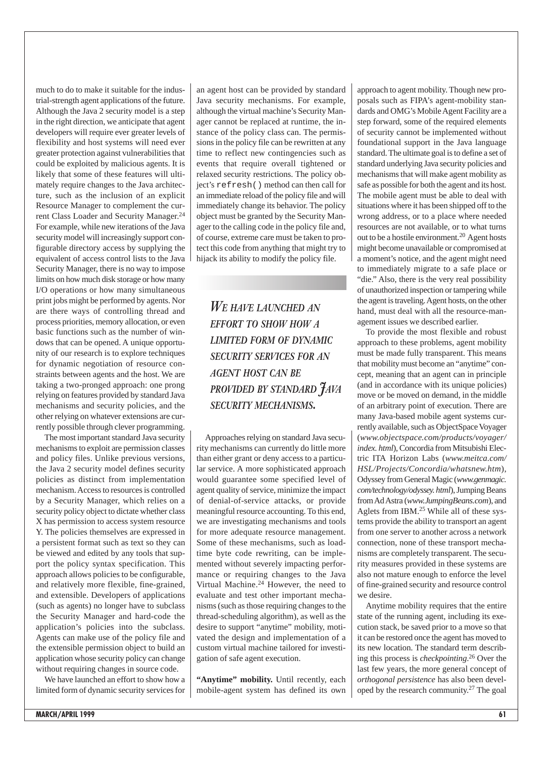much to do to make it suitable for the industrial-strength agent applications of the future. Although the Java 2 security model is a step in the right direction, we anticipate that agent developers will require ever greater levels of flexibility and host systems will need ever greater protection against vulnerabilities that could be exploited by malicious agents. It is likely that some of these features will ultimately require changes to the Java architecture, such as the inclusion of an explicit Resource Manager to complement the current Class Loader and Security Manager.[24] For example, while new iterations of the Java security model will increasingly support configurable directory access by supplying the equivalent of access control lists to the Java Security Manager, there is no way to impose limits on how much disk storage or how many I/O operations or how many simultaneous print jobs might be performed by agents. Nor are there ways of controlling thread and process priorities, memory allocation, or even basic functions such as the number of windows that can be opened. A unique opportunity of our research is to explore techniques for dynamic negotiation of resource constraints between agents and the host. We are taking a two-pronged approach: one prong relying on features provided by standard Java mechanisms and security policies, and the other relying on whatever extensions are currently possible through clever programming.

The most important standard Java security mechanisms to exploit are permission classes and policy files. Unlike previous versions, the Java 2 security model defines security policies as distinct from implementation mechanism. Access to resources is controlled by a Security Manager, which relies on a security policy object to dictate whether class X has permission to access system resource Y. The policies themselves are expressed in a persistent format such as text so they can be viewed and edited by any tools that support the policy syntax specification. This approach allows policies to be configurable, and relatively more flexible, fine-grained, and extensible. Developers of applications (such as agents) no longer have to subclass the Security Manager and hard-code the application's policies into the subclass. Agents can make use of the policy file and the extensible permission object to build an application whose security policy can change without requiring changes in source code.

We have launched an effort to show how a limited form of dynamic security services for an agent host can be provided by standard Java security mechanisms. For example, although the virtual machine's Security Manager cannot be replaced at runtime, the instance of the policy class can. The permissions in the policy file can be rewritten at any time to reflect new contingencies such as events that require overall tightened or relaxed security restrictions. The policy object's `refresh()` method can then call for an immediate reload of the policy file and will immediately change its behavior. The policy object must be granted by the Security Manager to the calling code in the policy file and, of course, extreme care must be taken to protect this code from anything that might try to hijack its ability to modify the policy file.

*We have launched an effort to show how a limited form of dynamic security services for an agent host can be provided by standard Java security mechanisms.*

Approaches relying on standard Java security mechanisms can currently do little more than either grant or deny access to a particular service. A more sophisticated approach would guarantee some specified level of agent quality of service, minimize the impact of denial-of-service attacks, or provide meaningful resource accounting. To this end, we are investigating mechanisms and tools for more adequate resource management. Some of these mechanisms, such as load-time byte code rewriting, can be implemented without severely impacting performance or requiring changes to the Java Virtual Machine.[24] However, the need to evaluate and test other important mechanisms (such as those requiring changes to the thread-scheduling algorithm), as well as the desire to support "anytime" mobility, motivated the design and implementation of a custom virtual machine tailored for investigation of safe agent execution.

**"Anytime" mobility.** Until recently, each mobile-agent system has defined its own approach to agent mobility. Though new proposals such as FIPA's agent-mobility standards and OMG's Mobile Agent Facility are a step forward, some of the required elements of security cannot be implemented without foundational support in the Java language standard. The ultimate goal is to define a set of standard underlying Java security policies and mechanisms that will make agent mobility as safe as possible for both the agent and its host. The mobile agent must be able to deal with situations where it has been shipped off to the wrong address, or to a place where needed resources are not available, or to what turns out to be a hostile environment.[20] Agent hosts might become unavailable or compromised at a moment's notice, and the agent might need to immediately migrate to a safe place or "die." Also, there is the very real possibility of unauthorized inspection or tampering while the agent is traveling. Agent hosts, on the other hand, must deal with all the resource-management issues we described earlier.

To provide the most flexible and robust approach to these problems, agent mobility must be made fully transparent. This means that mobility must become an "anytime" concept, meaning that an agent can in principle (and in accordance with its unique policies) move or be moved on demand, in the middle of an arbitrary point of execution. There are many Java-based mobile agent systems currently available, such as ObjectSpace Voyager (*www.objectspace.com/products/voyager/index.html*), Concordia from Mitsubishi Electric ITA Horizon Labs (*www.meitca.com/HSL/Projects/Concordia/whatsnew.htm*), Odyssey from General Magic (*www.genmagic.com/technology/odyssey.html*), Jumping Beans from Ad Astra (*www.JumpingBeans.com*), and Aglets from IBM.[25] While all of these systems provide the ability to transport an agent from one server to another across a network connection, none of these transport mechanisms are completely transparent. The security measures provided in these systems are also not mature enough to enforce the level of fine-grained security and resource control we desire.

Anytime mobility requires that the entire state of the running agent, including its execution stack, be saved prior to a move so that it can be restored once the agent has moved to its new location. The standard term describing this process is *checkpointing*.[26] Over the last few years, the more general concept of *orthogonal persistence* has also been developed by the research community.[27] The goal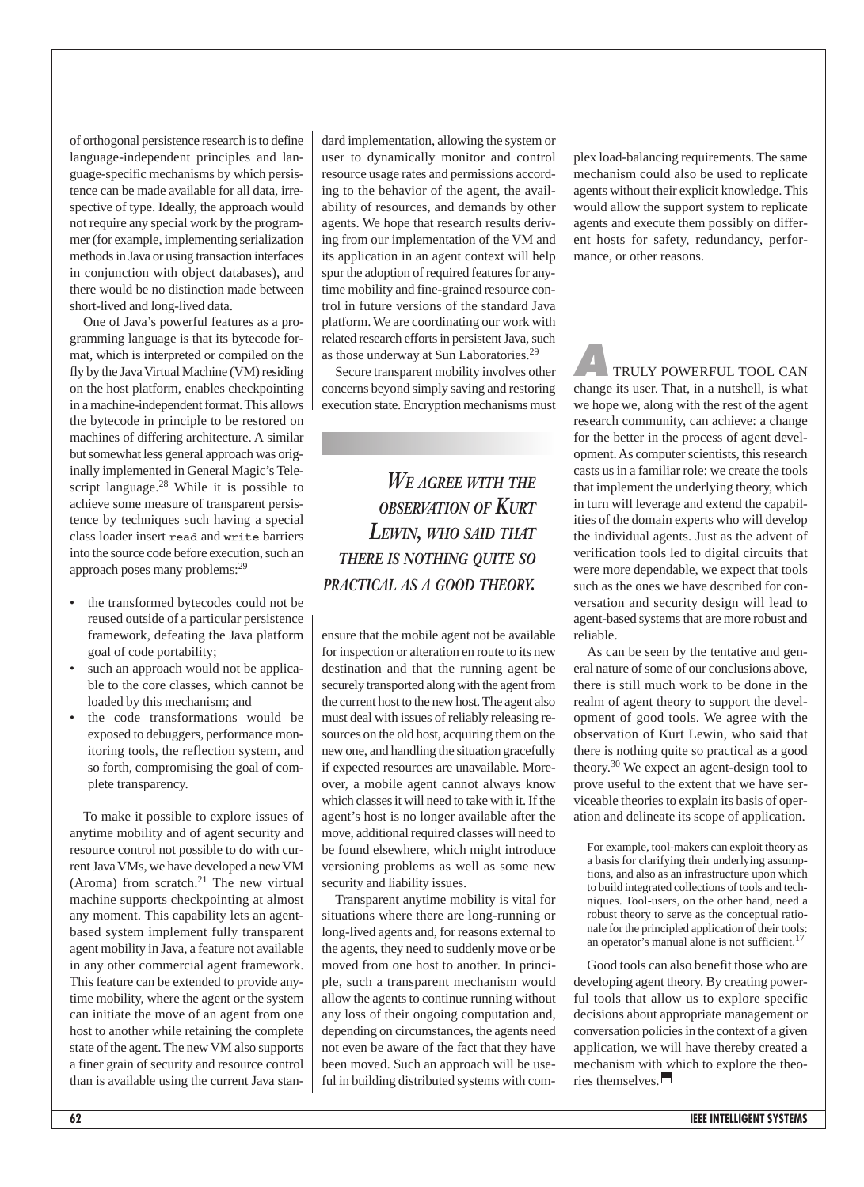of orthogonal persistence research is to define language-independent principles and language-specific mechanisms by which persistence can be made available for all data, irrespective of type. Ideally, the approach would not require any special work by the programmer (for example, implementing serialization methods in Java or using transaction interfaces in conjunction with object databases), and there would be no distinction made between short-lived and long-lived data.

One of Java's powerful features as a programming language is that its bytecode format, which is interpreted or compiled on the fly by the Java Virtual Machine (VM) residing on the host platform, enables checkpointing in a machine-independent format. This allows the bytecode in principle to be restored on machines of differing architecture. A similar but somewhat less general approach was originally implemented in General Magic's Telescript language.[28] While it is possible to achieve some measure of transparent persistence by techniques such having a special class loader insert `read` and `write` barriers into the source code before execution, such an approach poses many problems:[29]

- the transformed bytecodes could not be reused outside of a particular persistence framework, defeating the Java platform goal of code portability;
- such an approach would not be applicable to the core classes, which cannot be loaded by this mechanism; and
- the code transformations would be exposed to debuggers, performance monitoring tools, the reflection system, and so forth, compromising the goal of complete transparency.

To make it possible to explore issues of anytime mobility and of agent security and resource control not possible to do with current Java VMs, we have developed a new VM (Aroma) from scratch.[21] The new virtual machine supports checkpointing at almost any moment. This capability lets an agent-based system implement fully transparent agent mobility in Java, a feature not available in any other commercial agent framework. This feature can be extended to provide anytime mobility, where the agent or the system can initiate the move of an agent from one host to another while retaining the complete state of the agent. The new VM also supports a finer grain of security and resource control than is available using the current Java standard implementation, allowing the system or user to dynamically monitor and control resource usage rates and permissions according to the behavior of the agent, the availability of resources, and demands by other agents. We hope that research results deriving from our implementation of the VM and its application in an agent context will help spur the adoption of required features for anytime mobility and fine-grained resource control in future versions of the standard Java platform. We are coordinating our work with related research efforts in persistent Java, such as those underway at Sun Laboratories.[29]

Secure transparent mobility involves other concerns beyond simply saving and restoring execution state. Encryption mechanisms must ensure that the mobile agent not be available for inspection or alteration en route to its new destination and that the running agent be securely transported along with the agent from the current host to the new host. The agent also must deal with issues of reliably releasing resources on the old host, acquiring them on the new one, and handling the situation gracefully if expected resources are unavailable. Moreover, a mobile agent cannot always know which classes it will need to take with it. If the agent's host is no longer available after the move, additional required classes will need to be found elsewhere, which might introduce versioning problems as well as some new security and liability issues.

Transparent anytime mobility is vital for situations where there are long-running or long-lived agents and, for reasons external to the agents, they need to suddenly move or be moved from one host to another. In principle, such a transparent mechanism would allow the agents to continue running without any loss of their ongoing computation and, depending on circumstances, the agents need not even be aware of the fact that they have been moved. Such an approach will be useful in building distributed systems with complex load-balancing requirements. The same mechanism could also be used to replicate agents without their explicit knowledge. This would allow the support system to replicate agents and execute them possibly on different hosts for safety, redundancy, performance, or other reasons.

*We agree with the observation of Kurt Lewin, who said that there is nothing quite so practical as a good theory.*

A TRULY POWERFUL TOOL CAN change its user. That, in a nutshell, is what we hope we, along with the rest of the agent research community, can achieve: a change for the better in the process of agent development. As computer scientists, this research casts us in a familiar role: we create the tools that implement the underlying theory, which in turn will leverage and extend the capabilities of the domain experts who will develop the individual agents. Just as the advent of verification tools led to digital circuits that were more dependable, we expect that tools such as the ones we have described for conversation and security design will lead to agent-based systems that are more robust and reliable.

As can be seen by the tentative and general nature of some of our conclusions above, there is still much work to be done in the realm of agent theory to support the development of good tools. We agree with the observation of Kurt Lewin, who said that there is nothing quite so practical as a good theory.[30] We expect an agent-design tool to prove useful to the extent that we have serviceable theories to explain its basis of operation and delineate its scope of application.

> For example, tool-makers can exploit theory as a basis for clarifying their underlying assumptions, and also as an infrastructure upon which to build integrated collections of tools and techniques. Tool-users, on the other hand, need a robust theory to serve as the conceptual rationale for the principled application of their tools: an operator's manual alone is not sufficient.[17]

Good tools can also benefit those who are developing agent theory. By creating powerful tools that allow us to explore specific decisions about appropriate management or conversation policies in the context of a given application, we will have thereby created a mechanism with which to explore the theories themselves.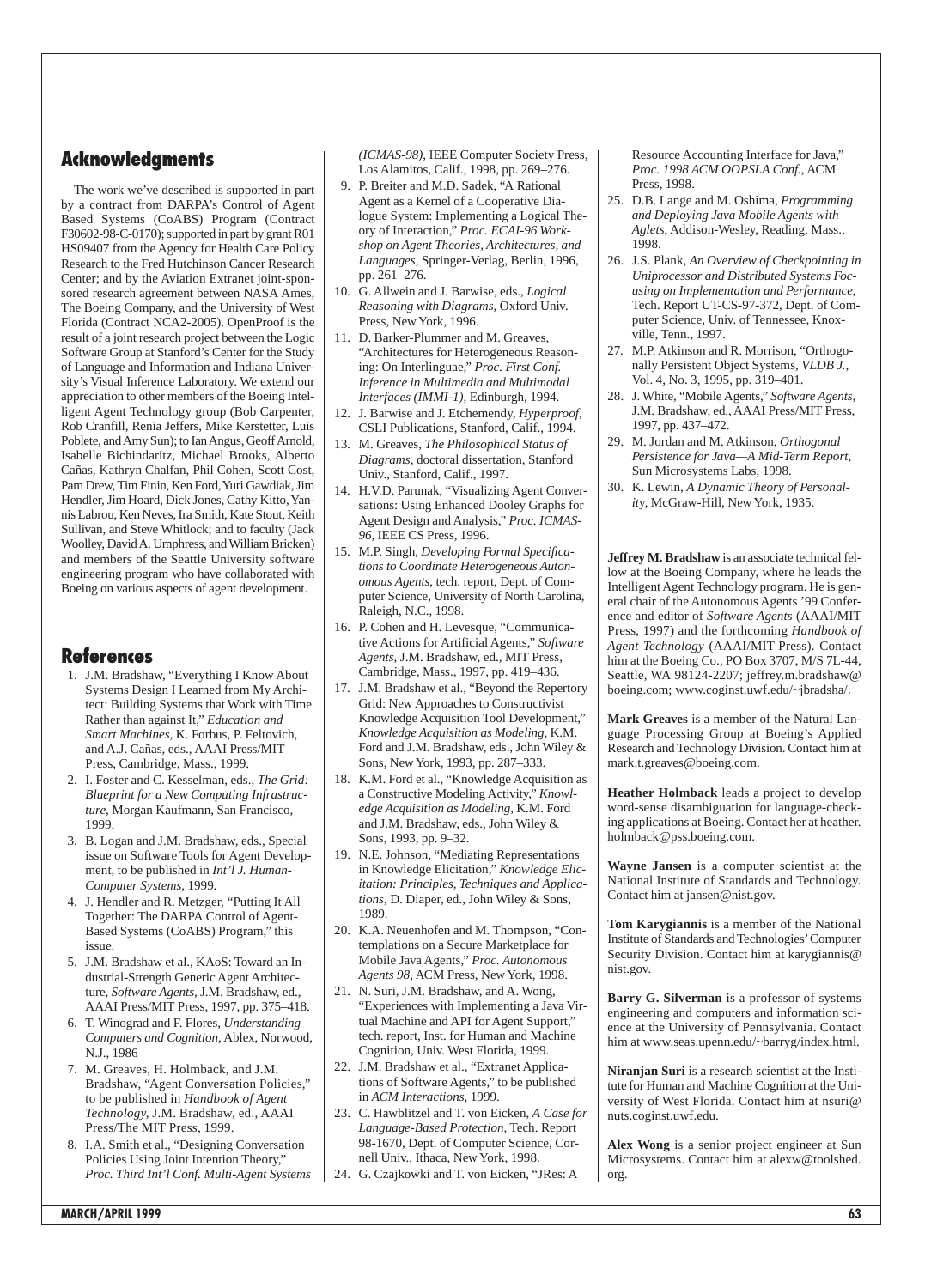## Acknowledgments

The work we've described is supported in part by a contract from DARPA's Control of Agent Based Systems (CoABS) Program (Contract F30602-98-C-0170); supported in part by grant R01 HS09407 from the Agency for Health Care Policy Research to the Fred Hutchinson Cancer Research Center; and by the Aviation Extranet joint-sponsored research agreement between NASA Ames, The Boeing Company, and the University of West Florida (Contract NCA2-2005). OpenProof is the result of a joint research project between the Logic Software Group at Stanford's Center for the Study of Language and Information and Indiana University's Visual Inference Laboratory. We extend our appreciation to other members of the Boeing Intelligent Agent Technology group (Bob Carpenter, Rob Cranfill, Renia Jeffers, Mike Kerstetter, Luis Poblete, and Amy Sun); to Ian Angus, Geoff Arnold, Isabelle Bichindaritz, Michael Brooks, Alberto Cañas, Kathryn Chalfan, Phil Cohen, Scott Cost, Pam Drew, Tim Finin, Ken Ford, Yuri Gawdiak, Jim Hendler, Jim Hoard, Dick Jones, Cathy Kitto, Yannis Labrou, Ken Neves, Ira Smith, Kate Stout, Keith Sullivan, and Steve Whitlock; and to faculty (Jack Woolley, David A. Umphress, and William Bricken) and members of the Seattle University software engineering program who have collaborated with Boeing on various aspects of agent development.

## References

1. J.M. Bradshaw, "Everything I Know About Systems Design I Learned from My Architect: Building Systems that Work with Time Rather than against It," *Education and Smart Machines*, K. Forbus, P. Feltovich, and A.J. Cañas, eds., AAAI Press/MIT Press, Cambridge, Mass., 1999.
2. I. Foster and C. Kesselman, eds., *The Grid: Blueprint for a New Computing Infrastructure*, Morgan Kaufmann, San Francisco, 1999.
3. B. Logan and J.M. Bradshaw, eds., Special issue on Software Tools for Agent Development, to be published in *Int'l J. Human-Computer Systems*, 1999.
4. J. Hendler and R. Metzger, "Putting It All Together: The DARPA Control of Agent-Based Systems (CoABS) Program," this issue.
5. J.M. Bradshaw et al., KAoS: Toward an Industrial-Strength Generic Agent Architecture, *Software Agents*, J.M. Bradshaw, ed., AAAI Press/MIT Press, 1997, pp. 375–418.
6. T. Winograd and F. Flores, *Understanding Computers and Cognition*, Ablex, Norwood, N.J., 1986
7. M. Greaves, H. Holmback, and J.M. Bradshaw, "Agent Conversation Policies," to be published in *Handbook of Agent Technology*, J.M. Bradshaw, ed., AAAI Press/The MIT Press, 1999.
8. I.A. Smith et al., "Designing Conversation Policies Using Joint Intention Theory," *Proc. Third Int'l Conf. Multi-Agent Systems (ICMAS-98)*, IEEE Computer Society Press, Los Alamitos, Calif., 1998, pp. 269–276.
9. P. Breiter and M.D. Sadek, "A Rational Agent as a Kernel of a Cooperative Dialogue System: Implementing a Logical Theory of Interaction," *Proc. ECAI-96 Workshop on Agent Theories, Architectures, and Languages*, Springer-Verlag, Berlin, 1996, pp. 261–276.
10. G. Allwein and J. Barwise, eds., *Logical Reasoning with Diagrams*, Oxford Univ. Press, New York, 1996.
11. D. Barker-Plummer and M. Greaves, "Architectures for Heterogeneous Reasoning: On Interlinguae," *Proc. First Conf. Inference in Multimedia and Multimodal Interfaces (IMMI-1)*, Edinburgh, 1994.
12. J. Barwise and J. Etchemendy, *Hyperproof*, CSLI Publications, Stanford, Calif., 1994.
13. M. Greaves, *The Philosophical Status of Diagrams*, doctoral dissertation, Stanford Univ., Stanford, Calif., 1997.
14. H.V.D. Parunak, "Visualizing Agent Conversations: Using Enhanced Dooley Graphs for Agent Design and Analysis," *Proc. ICMAS-96*, IEEE CS Press, 1996.
15. M.P. Singh, *Developing Formal Specifications to Coordinate Heterogeneous Autonomous Agents*, tech. report, Dept. of Computer Science, University of North Carolina, Raleigh, N.C., 1998.
16. P. Cohen and H. Levesque, "Communicative Actions for Artificial Agents," *Software Agents*, J.M. Bradshaw, ed., MIT Press, Cambridge, Mass., 1997, pp. 419–436.
17. J.M. Bradshaw et al., "Beyond the Repertory Grid: New Approaches to Constructivist Knowledge Acquisition Tool Development," *Knowledge Acquisition as Modeling*, K.M. Ford and J.M. Bradshaw, eds., John Wiley & Sons, New York, 1993, pp. 287–333.
18. K.M. Ford et al., "Knowledge Acquisition as a Constructive Modeling Activity," *Knowledge Acquisition as Modeling*, K.M. Ford and J.M. Bradshaw, eds., John Wiley & Sons, 1993, pp. 9–32.
19. N.E. Johnson, "Mediating Representations in Knowledge Elicitation," *Knowledge Elicitation: Principles, Techniques and Applications*, D. Diaper, ed., John Wiley & Sons, 1989.
20. K.A. Neuenhofen and M. Thompson, "Contemplations on a Secure Marketplace for Mobile Java Agents," *Proc. Autonomous Agents 98*, ACM Press, New York, 1998.
21. N. Suri, J.M. Bradshaw, and A. Wong, "Experiences with Implementing a Java Virtual Machine and API for Agent Support," tech. report, Inst. for Human and Machine Cognition, Univ. West Florida, 1999.
22. J.M. Bradshaw et al., "Extranet Applications of Software Agents," to be published in *ACM Interactions*, 1999.
23. C. Hawblitzel and T. von Eicken, *A Case for Language-Based Protection*, Tech. Report 98-1670, Dept. of Computer Science, Cornell Univ., Ithaca, New York, 1998.
24. G. Czajkowki and T. von Eicken, "JRes: A Resource Accounting Interface for Java," *Proc. 1998 ACM OOPSLA Conf.*, ACM Press, 1998.
25. D.B. Lange and M. Oshima, *Programming and Deploying Java Mobile Agents with Aglets*, Addison-Wesley, Reading, Mass., 1998.
26. J.S. Plank, *An Overview of Checkpointing in Uniprocessor and Distributed Systems Focusing on Implementation and Performance*, Tech. Report UT-CS-97-372, Dept. of Computer Science, Univ. of Tennessee, Knoxville, Tenn., 1997.
27. M.P. Atkinson and R. Morrison, "Orthogonally Persistent Object Systems, *VLDB J.*, Vol. 4, No. 3, 1995, pp. 319–401.
28. J. White, "Mobile Agents," *Software Agents*, J.M. Bradshaw, ed., AAAI Press/MIT Press, 1997, pp. 437–472.
29. M. Jordan and M. Atkinson, *Orthogonal Persistence for Java—A Mid-Term Report*, Sun Microsystems Labs, 1998.
30. K. Lewin, *A Dynamic Theory of Personality*, McGraw-Hill, New York, 1935.

**Jeffrey M. Bradshaw** is an associate technical fellow at the Boeing Company, where he leads the Intelligent Agent Technology program. He is general chair of the Autonomous Agents '99 Conference and editor of *Software Agents* (AAAI/MIT Press, 1997) and the forthcoming *Handbook of Agent Technology* (AAAI/MIT Press). Contact him at the Boeing Co., PO Box 3707, M/S 7L-44, Seattle, WA 98124-2207; jeffrey.m.bradshaw@boeing.com; www.coginst.uwf.edu/~jbradsha/.

**Mark Greaves** is a member of the Natural Language Processing Group at Boeing's Applied Research and Technology Division. Contact him at mark.t.greaves@boeing.com.

**Heather Holmback** leads a project to develop word-sense disambiguation for language-checking applications at Boeing. Contact her at heather.holmback@pss.boeing.com.

**Wayne Jansen** is a computer scientist at the National Institute of Standards and Technology. Contact him at jansen@nist.gov.

**Tom Karygiannis** is a member of the National Institute of Standards and Technologies' Computer Security Division. Contact him at karygiannis@nist.gov.

**Barry G. Silverman** is a professor of systems engineering and computers and information science at the University of Pennsylvania. Contact him at www.seas.upenn.edu/~barryg/index.html.

**Niranjan Suri** is a research scientist at the Institute for Human and Machine Cognition at the University of West Florida. Contact him at nsuri@nuts.coginst.uwf.edu.

**Alex Wong** is a senior project engineer at Sun Microsystems. Contact him at alexw@toolshed.org.